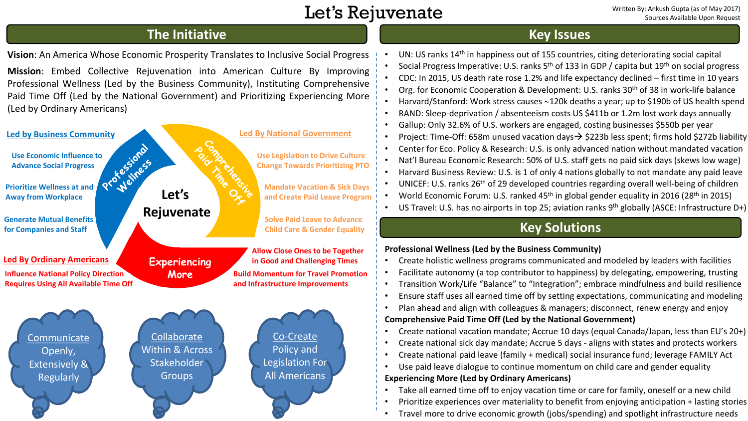# Let's Rejuvenate

Written By: Ankush Gupta (as of May 2017)
Sources Available Upon Request

## The Initiative

**Vision**: An America Whose Economic Prosperity Translates to Inclusive Social Progress

**Mission**: Embed Collective Rejuvenation into American Culture By Improving Professional Wellness (Led by the Business Community), Instituting Comprehensive Paid Time Off (Led by the National Government) and Prioritizing Experiencing More (Led by Ordinary Americans)

**Let's Rejuvenate**

**Professional Wellness**

Led by Business Community

- Use Economic Influence to Advance Social Progress
- Prioritize Wellness at and Away from Workplace
- Generate Mutual Benefits for Companies and Staff

**Comprehensive Paid Time Off**

Led By National Government

- Use Legislation to Drive Culture Change Towards Prioritizing PTO
- Mandate Vacation & Sick Days and Create Paid Leave Program
- Solve Paid Leave to Advance Child Care & Gender Equality

**Experiencing More**

Led By Ordinary Americans

- Influence National Policy Direction Requires Using All Available Time Off
- Allow Close Ones to be Together in Good and Challenging Times
- Build Momentum for Travel Promotion and Infrastructure Improvements

Communicate Openly, Extensively & Regularly

Collaborate Within & Across Stakeholder Groups

Co-Create Policy and Legislation For All Americans

## Key Issues

- UN: US ranks 14th in happiness out of 155 countries, citing deteriorating social capital
- Social Progress Imperative: U.S. ranks 5th of 133 in GDP / capita but 19th on social progress
- CDC: In 2015, US death rate rose 1.2% and life expectancy declined – first time in 10 years
- Org. for Economic Cooperation & Development: U.S. ranks 30th of 38 in work-life balance
- Harvard/Stanford: Work stress causes ~120k deaths a year; up to $190b of US health spend
- RAND: Sleep-deprivation / absenteeism costs US $411b or 1.2m lost work days annually
- Gallup: Only 32.6% of U.S. workers are engaged, costing businesses $550b per year
- Project: Time-Off: 658m unused vacation days→ $223b less spent; firms hold $272b liability
- Center for Eco. Policy & Research: U.S. is only advanced nation without mandated vacation
- Nat'l Bureau Economic Research: 50% of U.S. staff gets no paid sick days (skews low wage)
- Harvard Business Review: U.S. is 1 of only 4 nations globally to not mandate any paid leave
- UNICEF: U.S. ranks 26th of 29 developed countries regarding overall well-being of children
- World Economic Forum: U.S. ranked 45th in global gender equality in 2016 (28th in 2015)
- US Travel: U.S. has no airports in top 25; aviation ranks 9th globally (ASCE: Infrastructure D+)

## Key Solutions

**Professional Wellness (Led by the Business Community)**

- Create holistic wellness programs communicated and modeled by leaders with facilities
- Facilitate autonomy (a top contributor to happiness) by delegating, empowering, trusting
- Transition Work/Life "Balance" to "Integration"; embrace mindfulness and build resilience
- Ensure staff uses all earned time off by setting expectations, communicating and modeling
- Plan ahead and align with colleagues & managers; disconnect, renew energy and enjoy

**Comprehensive Paid Time Off (Led by the National Government)**

- Create national vacation mandate; Accrue 10 days (equal Canada/Japan, less than EU's 20+)
- Create national sick day mandate; Accrue 5 days - aligns with states and protects workers
- Create national paid leave (family + medical) social insurance fund; leverage FAMILY Act
- Use paid leave dialogue to continue momentum on child care and gender equality

**Experiencing More (Led by Ordinary Americans)**

- Take all earned time off to enjoy vacation time or care for family, oneself or a new child
- Prioritize experiences over materiality to benefit from enjoying anticipation + lasting stories
- Travel more to drive economic growth (jobs/spending) and spotlight infrastructure needs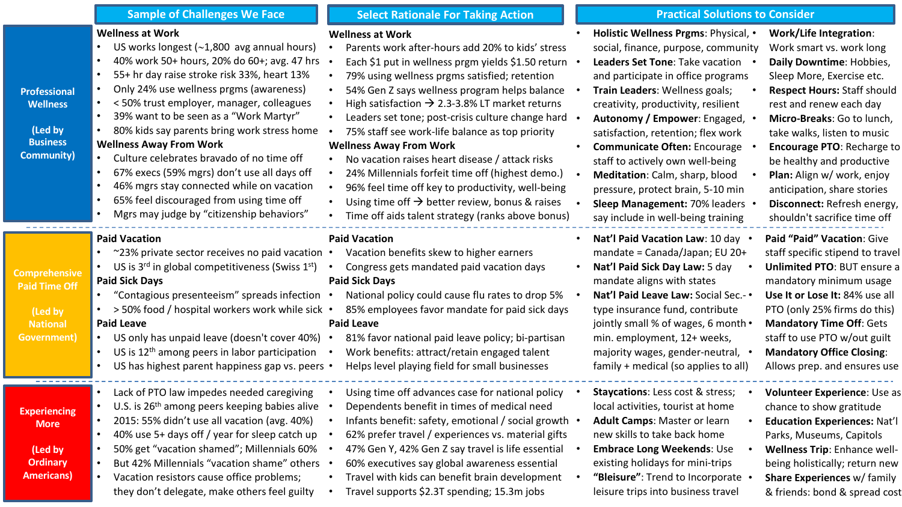| | Sample of Challenges We Face | Select Rationale For Taking Action | Practical Solutions to Consider |
|---|---|---|---|
| **Professional Wellness** (Led by Business Community) | **Wellness at Work**<br>• US works longest (~1,800 avg annual hours)<br>• 40% work 50+ hours, 20% do 60+; avg. 47 hrs<br>• 55+ hr day raise stroke risk 33%, heart 13%<br>• Only 24% use wellness prgms (awareness)<br>• < 50% trust employer, manager, colleagues<br>• 39% want to be seen as a "Work Martyr"<br>• 80% kids say parents bring work stress home<br>**Wellness Away From Work**<br>• Culture celebrates bravado of no time off<br>• 67% execs (59% mgrs) don't use all days off<br>• 46% mgrs stay connected while on vacation<br>• 65% feel discouraged from using time off<br>• Mgrs may judge by "citizenship behaviors" | **Wellness at Work**<br>• Parents work after-hours add 20% to kids' stress<br>• Each $1 put in wellness prgm yields $1.50 return<br>• 79% using wellness prgms satisfied; retention<br>• 54% Gen Z says wellness program helps balance<br>• High satisfaction → 2.3-3.8% LT market returns<br>• Leaders set tone; post-crisis culture change hard<br>• 75% staff see work-life balance as top priority<br>**Wellness Away From Work**<br>• No vacation raises heart disease / attack risks<br>• 24% Millennials forfeit time off (highest demo.)<br>• 96% feel time off key to productivity, well-being<br>• Using time off → better review, bonus & raises<br>• Time off aids talent strategy (ranks above bonus) | • **Holistic Wellness Prgms**: Physical, social, finance, purpose, community<br>• **Leaders Set Tone**: Take vacation and participate in office programs<br>• **Train Leaders**: Wellness goals; creativity, productivity, resilient<br>• **Autonomy / Empower**: Engaged, satisfaction, retention; flex work<br>• **Communicate Often:** Encourage staff to actively own well-being<br>• **Meditation**: Calm, sharp, blood pressure, protect brain, 5-10 min<br>• **Sleep Management:** 70% leaders say include in well-being training<br>• **Work/Life Integration**: Work smart vs. work long<br>• **Daily Downtime**: Hobbies, Sleep More, Exercise etc.<br>• **Respect Hours:** Staff should rest and renew each day<br>• **Micro-Breaks**: Go to lunch, take walks, listen to music<br>• **Encourage PTO**: Recharge to be healthy and productive<br>• **Plan:** Align w/ work, enjoy anticipation, share stories<br>• **Disconnect:** Refresh energy, shouldn't sacrifice time off |
| **Comprehensive Paid Time Off** (Led by National Government) | **Paid Vacation**<br>• ~23% private sector receives no paid vacation<br>• US is 3rd in global competitiveness (Swiss 1st)<br>**Paid Sick Days**<br>• "Contagious presenteeism" spreads infection<br>• > 50% food / hospital workers work while sick<br>**Paid Leave**<br>• US only has unpaid leave (doesn't cover 40%)<br>• US is 12th among peers in labor participation<br>• US has highest parent happiness gap vs. peers | **Paid Vacation**<br>• Vacation benefits skew to higher earners<br>• Congress gets mandated paid vacation days<br>**Paid Sick Days**<br>• National policy could cause flu rates to drop 5%<br>• 85% employees favor mandate for paid sick days<br>**Paid Leave**<br>• 81% favor national paid leave policy; bi-partisan<br>• Work benefits: attract/retain engaged talent<br>• Helps level playing field for small businesses | • **Nat'l Paid Vacation Law**: 10 day mandate = Canada/Japan; EU 20+<br>• **Nat'l Paid Sick Day Law:** 5 day mandate aligns with states<br>• **Nat'l Paid Leave Law:** Social Sec.-type insurance fund, contribute jointly small % of wages, 6 month min. employment, 12+ weeks, majority wages, gender-neutral, family + medical (so applies to all)<br>• **Paid "Paid" Vacation**: Give staff specific stipend to travel<br>• **Unlimited PTO**: BUT ensure a mandatory minimum usage<br>• **Use It or Lose It:** 84% use all PTO (only 25% firms do this)<br>• **Mandatory Time Off**: Gets staff to use PTO w/out guilt<br>• **Mandatory Office Closing**: Allows prep. and ensures use |
| **Experiencing More** (Led by Ordinary Americans) | • Lack of PTO law impedes needed caregiving<br>• U.S. is 26th among peers keeping babies alive<br>• 2015: 55% didn't use all vacation (avg. 40%)<br>• 40% use 5+ days off / year for sleep catch up<br>• 50% get "vacation shamed"; Millennials 60%<br>• But 42% Millennials "vacation shame" others<br>• Vacation resistors cause office problems; they don't delegate, make others feel guilty | • Using time off advances case for national policy<br>• Dependents benefit in times of medical need<br>• Infants benefit: safety, emotional / social growth<br>• 62% prefer travel / experiences vs. material gifts<br>• 47% Gen Y, 42% Gen Z say travel is life essential<br>• 60% executives say global awareness essential<br>• Travel with kids can benefit brain development<br>• Travel supports $2.3T spending; 15.3m jobs | • **Staycations**: Less cost & stress; local activities, tourist at home<br>• **Adult Camps**: Master or learn new skills to take back home<br>• **Embrace Long Weekends**: Use existing holidays for mini-trips<br>• **"Bleisure"**: Trend to Incorporate leisure trips into business travel<br>• **Volunteer Experience**: Use as chance to show gratitude<br>• **Education Experiences:** Nat'l Parks, Museums, Capitols<br>• **Wellness Trip**: Enhance well-being holistically; return new<br>• **Share Experiences** w/ family & friends: bond & spread cost |